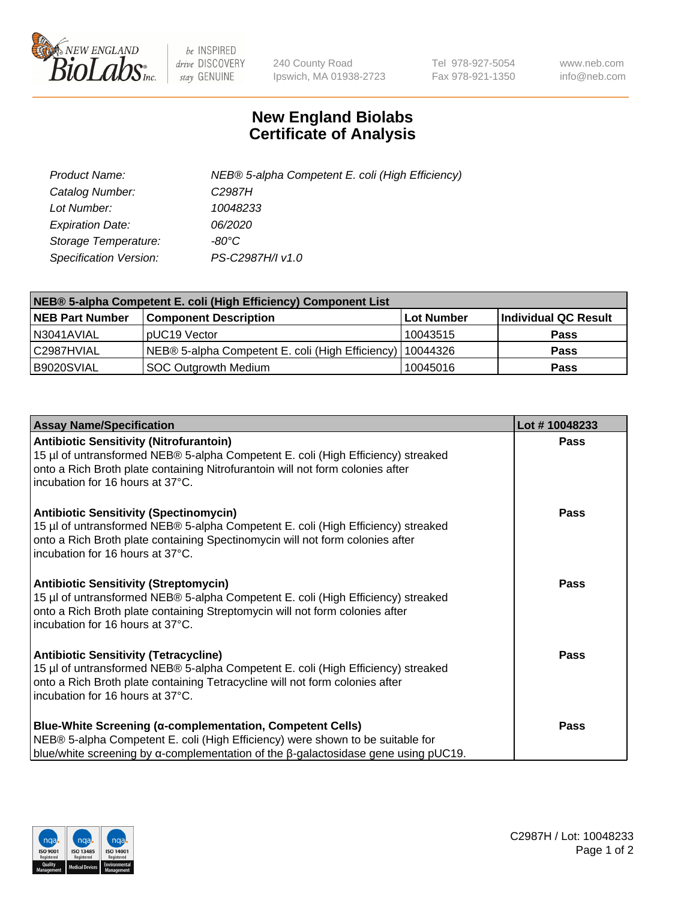# New England Biolabs
# Certificate of Analysis

| | |
|---|---|
| *Product Name:* | *NEB® 5-alpha Competent E. coli (High Efficiency)* |
| *Catalog Number:* | *C2987H* |
| *Lot Number:* | *10048233* |
| *Expiration Date:* | *06/2020* |
| *Storage Temperature:* | *-80°C* |
| *Specification Version:* | *PS-C2987H/I v1.0* |

| NEB® 5-alpha Competent E. coli (High Efficiency) Component List | | | |
|---|---|---|---|
| **NEB Part Number** | **Component Description** | **Lot Number** | **Individual QC Result** |
| N3041AVIAL | pUC19 Vector | 10043515 | **Pass** |
| C2987HVIAL | NEB® 5-alpha Competent E. coli (High Efficiency) | 10044326 | **Pass** |
| B9020SVIAL | SOC Outgrowth Medium | 10045016 | **Pass** |

| Assay Name/Specification | Lot # 10048233 |
|---|---|
| **Antibiotic Sensitivity (Nitrofurantoin)** 15 µl of untransformed NEB® 5-alpha Competent E. coli (High Efficiency) streaked onto a Rich Broth plate containing Nitrofurantoin will not form colonies after incubation for 16 hours at 37°C. | **Pass** |
| **Antibiotic Sensitivity (Spectinomycin)** 15 µl of untransformed NEB® 5-alpha Competent E. coli (High Efficiency) streaked onto a Rich Broth plate containing Spectinomycin will not form colonies after incubation for 16 hours at 37°C. | **Pass** |
| **Antibiotic Sensitivity (Streptomycin)** 15 µl of untransformed NEB® 5-alpha Competent E. coli (High Efficiency) streaked onto a Rich Broth plate containing Streptomycin will not form colonies after incubation for 16 hours at 37°C. | **Pass** |
| **Antibiotic Sensitivity (Tetracycline)** 15 µl of untransformed NEB® 5-alpha Competent E. coli (High Efficiency) streaked onto a Rich Broth plate containing Tetracycline will not form colonies after incubation for 16 hours at 37°C. | **Pass** |
| **Blue-White Screening (α-complementation, Competent Cells)** NEB® 5-alpha Competent E. coli (High Efficiency) were shown to be suitable for blue/white screening by α-complementation of the β-galactosidase gene using pUC19. | **Pass** |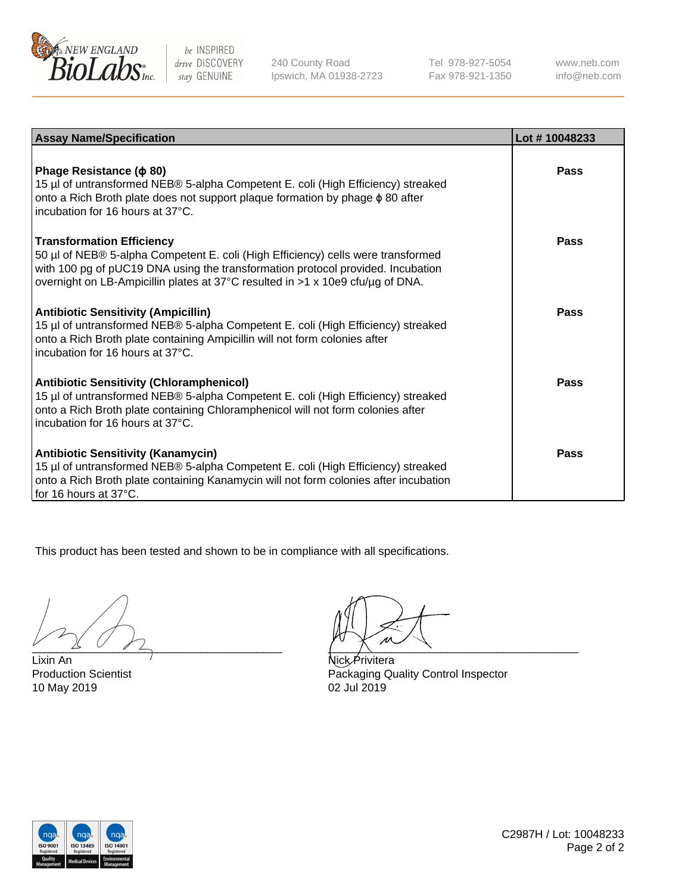NEW ENGLAND BioLabs Inc. — be INSPIRED drive DISCOVERY stay GENUINE

240 County Road
Ipswich, MA 01938-2723

Tel 978-927-5054
Fax 978-921-1350

www.neb.com
info@neb.com

| Assay Name/Specification | Lot # 10048233 |
| --- | --- |
| **Phage Resistance (ϕ 80)**<br>15 µl of untransformed NEB® 5-alpha Competent E. coli (High Efficiency) streaked onto a Rich Broth plate does not support plaque formation by phage ϕ 80 after incubation for 16 hours at 37°C. | **Pass** |
| **Transformation Efficiency**<br>50 µl of NEB® 5-alpha Competent E. coli (High Efficiency) cells were transformed with 100 pg of pUC19 DNA using the transformation protocol provided. Incubation overnight on LB-Ampicillin plates at 37°C resulted in >1 x 10e9 cfu/µg of DNA. | **Pass** |
| **Antibiotic Sensitivity (Ampicillin)**<br>15 µl of untransformed NEB® 5-alpha Competent E. coli (High Efficiency) streaked onto a Rich Broth plate containing Ampicillin will not form colonies after incubation for 16 hours at 37°C. | **Pass** |
| **Antibiotic Sensitivity (Chloramphenicol)**<br>15 µl of untransformed NEB® 5-alpha Competent E. coli (High Efficiency) streaked onto a Rich Broth plate containing Chloramphenicol will not form colonies after incubation for 16 hours at 37°C. | **Pass** |
| **Antibiotic Sensitivity (Kanamycin)**<br>15 µl of untransformed NEB® 5-alpha Competent E. coli (High Efficiency) streaked onto a Rich Broth plate containing Kanamycin will not form colonies after incubation for 16 hours at 37°C. | **Pass** |

This product has been tested and shown to be in compliance with all specifications.

Lixin An
Production Scientist
10 May 2019

Nick Privitera
Packaging Quality Control Inspector
02 Jul 2019

C2987H / Lot: 10048233